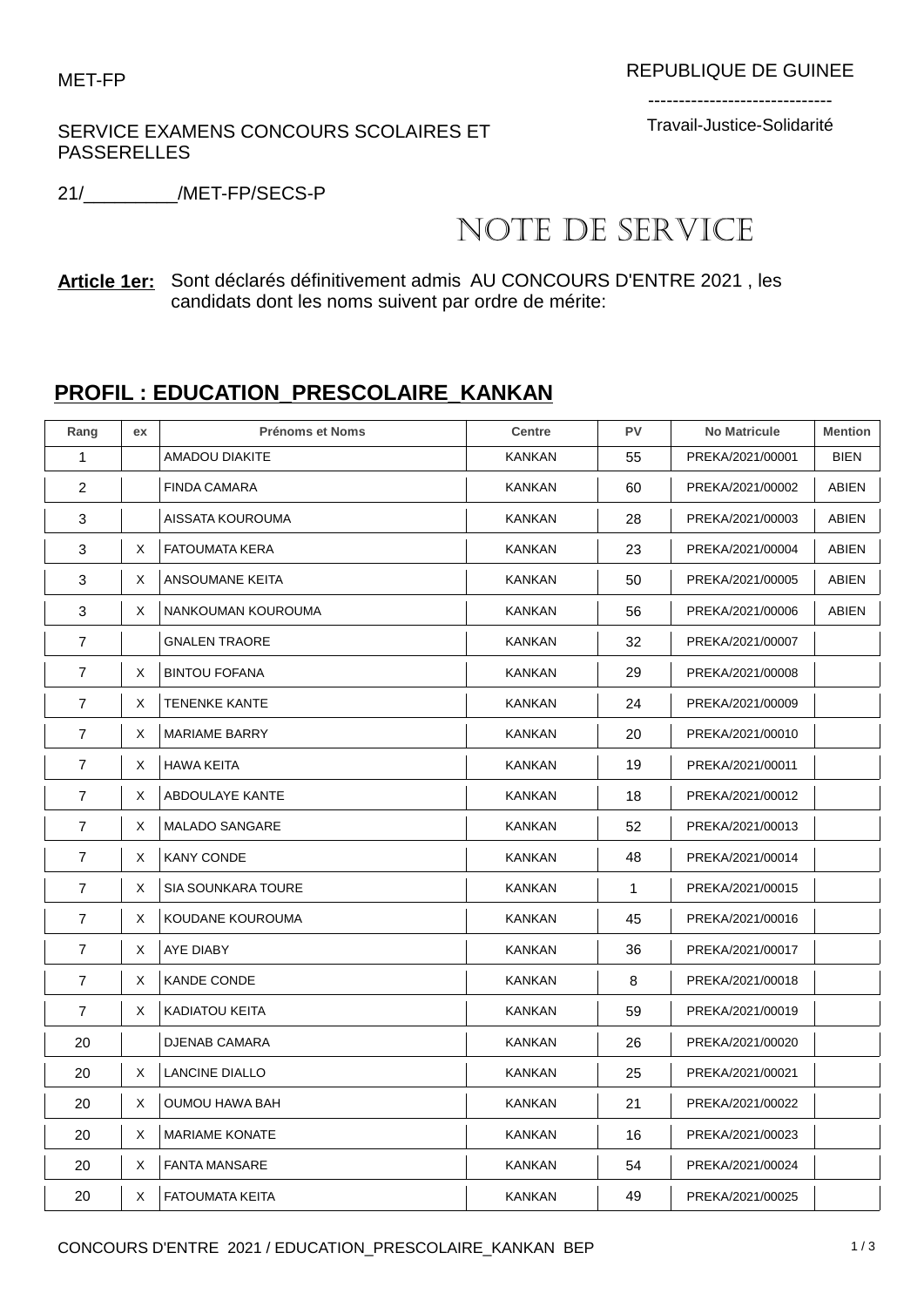MET-FP

REPUBLIQUE DE GUINEE

------------------------------

Travail-Justice-Solidarité

SERVICE EXAMENS CONCOURS SCOLAIRES ET PASSERELLES

21/_________/MET-FP/SECS-P

# NOTE DE SERVICE

**Article 1er:** Sont déclarés définitivement admis AU CONCOURS D'ENTRE 2021 , les candidats dont les noms suivent par ordre de mérite:

## PROFIL : EDUCATION_PRESCOLAIRE_KANKAN

| Rang | ex | Prénoms et Noms | Centre | PV | No Matricule | Mention |
|---|---|---|---|---|---|---|
| 1 | | AMADOU DIAKITE | KANKAN | 55 | PREKA/2021/00001 | BIEN |
| 2 | | FINDA CAMARA | KANKAN | 60 | PREKA/2021/00002 | ABIEN |
| 3 | | AISSATA KOUROUMA | KANKAN | 28 | PREKA/2021/00003 | ABIEN |
| 3 | X | FATOUMATA KERA | KANKAN | 23 | PREKA/2021/00004 | ABIEN |
| 3 | X | ANSOUMANE KEITA | KANKAN | 50 | PREKA/2021/00005 | ABIEN |
| 3 | X | NANKOUMAN KOUROUMA | KANKAN | 56 | PREKA/2021/00006 | ABIEN |
| 7 | | GNALEN TRAORE | KANKAN | 32 | PREKA/2021/00007 | |
| 7 | X | BINTOU FOFANA | KANKAN | 29 | PREKA/2021/00008 | |
| 7 | X | TENENKE KANTE | KANKAN | 24 | PREKA/2021/00009 | |
| 7 | X | MARIAME BARRY | KANKAN | 20 | PREKA/2021/00010 | |
| 7 | X | HAWA KEITA | KANKAN | 19 | PREKA/2021/00011 | |
| 7 | X | ABDOULAYE KANTE | KANKAN | 18 | PREKA/2021/00012 | |
| 7 | X | MALADO SANGARE | KANKAN | 52 | PREKA/2021/00013 | |
| 7 | X | KANY CONDE | KANKAN | 48 | PREKA/2021/00014 | |
| 7 | X | SIA SOUNKARA TOURE | KANKAN | 1 | PREKA/2021/00015 | |
| 7 | X | KOUDANE KOUROUMA | KANKAN | 45 | PREKA/2021/00016 | |
| 7 | X | AYE DIABY | KANKAN | 36 | PREKA/2021/00017 | |
| 7 | X | KANDE CONDE | KANKAN | 8 | PREKA/2021/00018 | |
| 7 | X | KADIATOU KEITA | KANKAN | 59 | PREKA/2021/00019 | |
| 20 | | DJENAB CAMARA | KANKAN | 26 | PREKA/2021/00020 | |
| 20 | X | LANCINE DIALLO | KANKAN | 25 | PREKA/2021/00021 | |
| 20 | X | OUMOU HAWA BAH | KANKAN | 21 | PREKA/2021/00022 | |
| 20 | X | MARIAME KONATE | KANKAN | 16 | PREKA/2021/00023 | |
| 20 | X | FANTA MANSARE | KANKAN | 54 | PREKA/2021/00024 | |
| 20 | X | FATOUMATA KEITA | KANKAN | 49 | PREKA/2021/00025 | |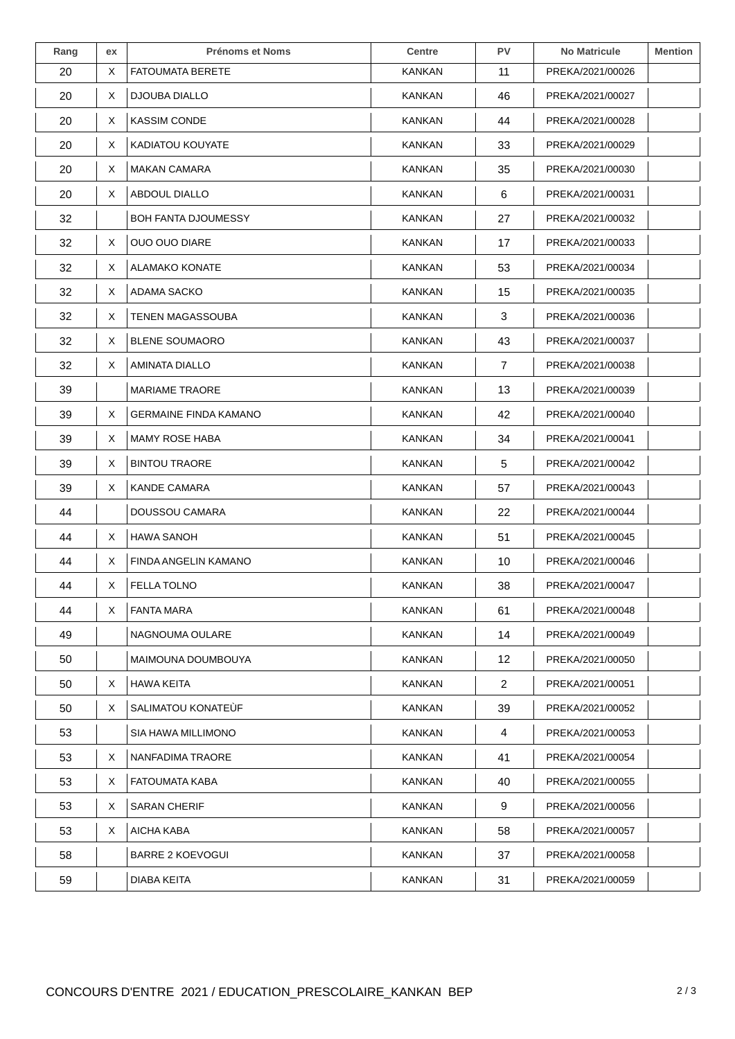| Rang | ex | Prénoms et Noms | Centre | PV | No Matricule | Mention |
|---|---|---|---|---|---|---|
| 20 | X | FATOUMATA BERETE | KANKAN | 11 | PREKA/2021/00026 | |
| 20 | X | DJOUBA DIALLO | KANKAN | 46 | PREKA/2021/00027 | |
| 20 | X | KASSIM CONDE | KANKAN | 44 | PREKA/2021/00028 | |
| 20 | X | KADIATOU KOUYATE | KANKAN | 33 | PREKA/2021/00029 | |
| 20 | X | MAKAN CAMARA | KANKAN | 35 | PREKA/2021/00030 | |
| 20 | X | ABDOUL DIALLO | KANKAN | 6 | PREKA/2021/00031 | |
| 32 | | BOH FANTA DJOUMESSY | KANKAN | 27 | PREKA/2021/00032 | |
| 32 | X | OUO OUO DIARE | KANKAN | 17 | PREKA/2021/00033 | |
| 32 | X | ALAMAKO KONATE | KANKAN | 53 | PREKA/2021/00034 | |
| 32 | X | ADAMA SACKO | KANKAN | 15 | PREKA/2021/00035 | |
| 32 | X | TENEN MAGASSOUBA | KANKAN | 3 | PREKA/2021/00036 | |
| 32 | X | BLENE SOUMAORO | KANKAN | 43 | PREKA/2021/00037 | |
| 32 | X | AMINATA DIALLO | KANKAN | 7 | PREKA/2021/00038 | |
| 39 | | MARIAME TRAORE | KANKAN | 13 | PREKA/2021/00039 | |
| 39 | X | GERMAINE FINDA KAMANO | KANKAN | 42 | PREKA/2021/00040 | |
| 39 | X | MAMY ROSE HABA | KANKAN | 34 | PREKA/2021/00041 | |
| 39 | X | BINTOU TRAORE | KANKAN | 5 | PREKA/2021/00042 | |
| 39 | X | KANDE CAMARA | KANKAN | 57 | PREKA/2021/00043 | |
| 44 | | DOUSSOU CAMARA | KANKAN | 22 | PREKA/2021/00044 | |
| 44 | X | HAWA SANOH | KANKAN | 51 | PREKA/2021/00045 | |
| 44 | X | FINDA ANGELIN KAMANO | KANKAN | 10 | PREKA/2021/00046 | |
| 44 | X | FELLA TOLNO | KANKAN | 38 | PREKA/2021/00047 | |
| 44 | X | FANTA MARA | KANKAN | 61 | PREKA/2021/00048 | |
| 49 | | NAGNOUMA OULARE | KANKAN | 14 | PREKA/2021/00049 | |
| 50 | | MAIMOUNA DOUMBOUYA | KANKAN | 12 | PREKA/2021/00050 | |
| 50 | X | HAWA KEITA | KANKAN | 2 | PREKA/2021/00051 | |
| 50 | X | SALIMATOU KONATEÙF | KANKAN | 39 | PREKA/2021/00052 | |
| 53 | | SIA HAWA MILLIMONO | KANKAN | 4 | PREKA/2021/00053 | |
| 53 | X | NANFADIMA TRAORE | KANKAN | 41 | PREKA/2021/00054 | |
| 53 | X | FATOUMATA KABA | KANKAN | 40 | PREKA/2021/00055 | |
| 53 | X | SARAN CHERIF | KANKAN | 9 | PREKA/2021/00056 | |
| 53 | X | AICHA KABA | KANKAN | 58 | PREKA/2021/00057 | |
| 58 | | BARRE 2 KOEVOGUI | KANKAN | 37 | PREKA/2021/00058 | |
| 59 | | DIABA KEITA | KANKAN | 31 | PREKA/2021/00059 | |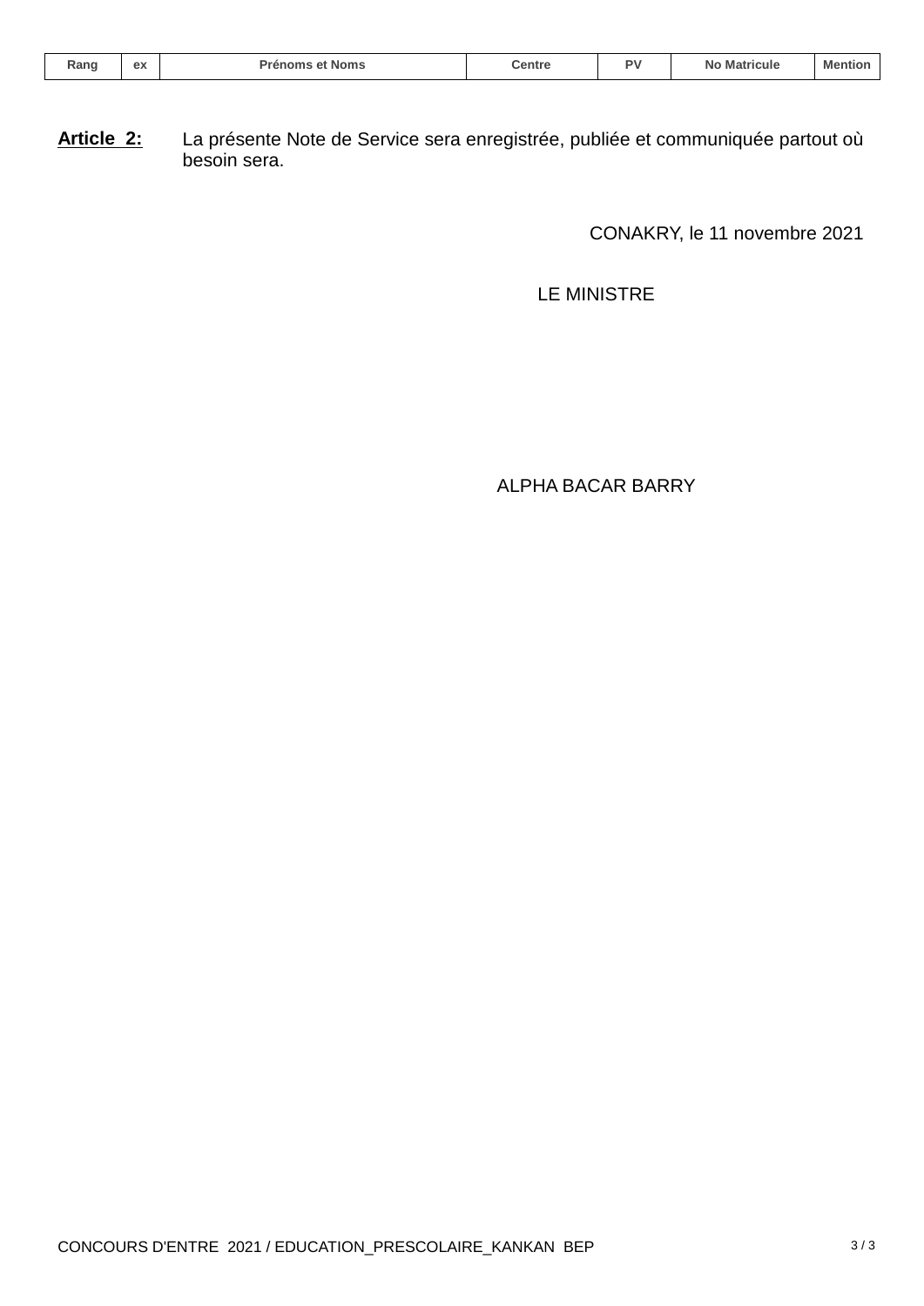| Rang | ex | Prénoms et Noms | Centre | PV | No Matricule | Mention |
|---|---|---|---|---|---|---|

**Article 2:** La présente Note de Service sera enregistrée, publiée et communiquée partout où besoin sera.

CONAKRY, le 11 novembre 2021

LE MINISTRE

ALPHA BACAR BARRY